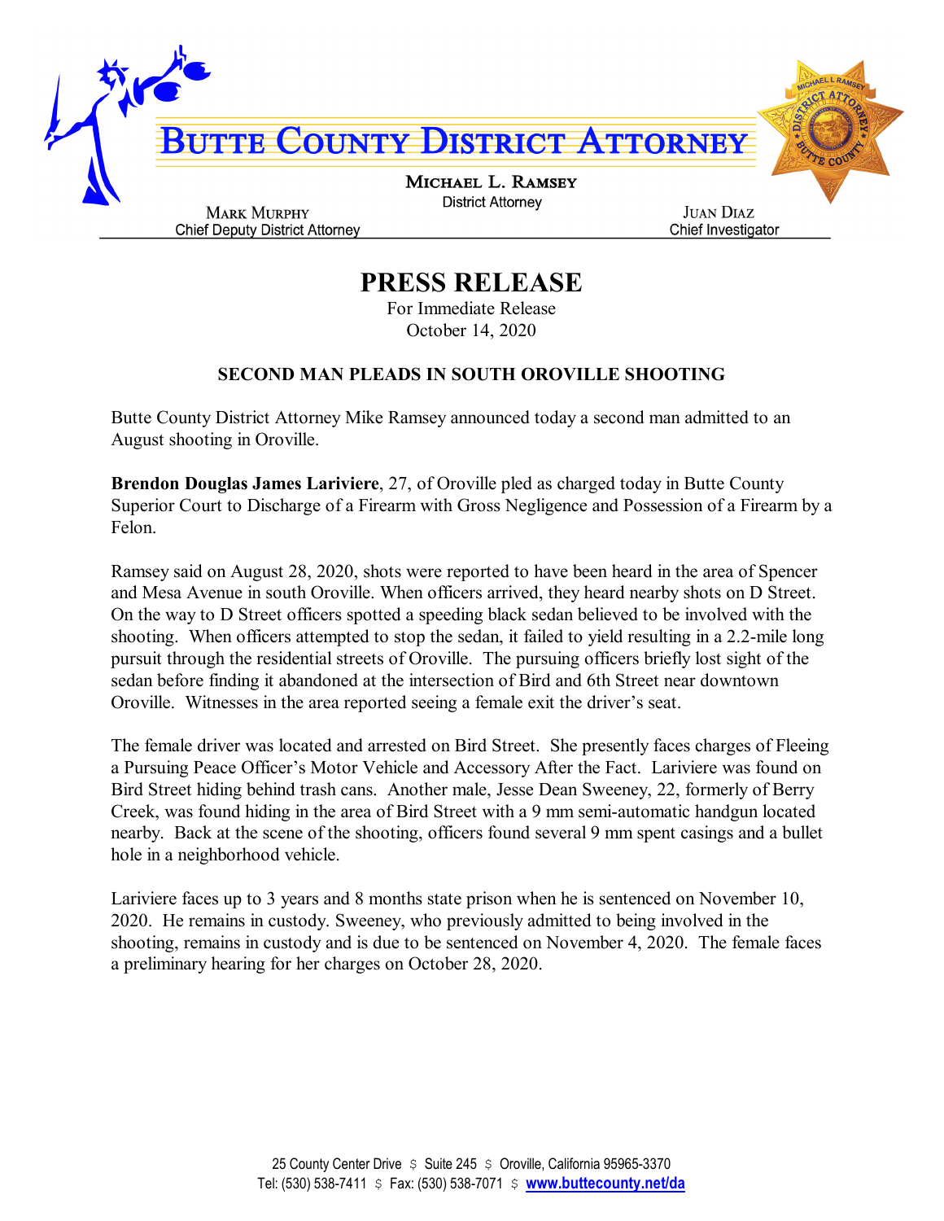# BUTTE COUNTY DISTRICT ATTORNEY

**MICHAEL L. RAMSEY**
District Attorney

**MARK MURPHY**
Chief Deputy District Attorney

**JUAN DIAZ**
Chief Investigator

## PRESS RELEASE

For Immediate Release
October 14, 2020

### SECOND MAN PLEADS IN SOUTH OROVILLE SHOOTING

Butte County District Attorney Mike Ramsey announced today a second man admitted to an August shooting in Oroville.

**Brendon Douglas James Lariviere**, 27, of Oroville pled as charged today in Butte County Superior Court to Discharge of a Firearm with Gross Negligence and Possession of a Firearm by a Felon.

Ramsey said on August 28, 2020, shots were reported to have been heard in the area of Spencer and Mesa Avenue in south Oroville. When officers arrived, they heard nearby shots on D Street. On the way to D Street officers spotted a speeding black sedan believed to be involved with the shooting. When officers attempted to stop the sedan, it failed to yield resulting in a 2.2-mile long pursuit through the residential streets of Oroville. The pursuing officers briefly lost sight of the sedan before finding it abandoned at the intersection of Bird and 6th Street near downtown Oroville. Witnesses in the area reported seeing a female exit the driver's seat.

The female driver was located and arrested on Bird Street. She presently faces charges of Fleeing a Pursuing Peace Officer's Motor Vehicle and Accessory After the Fact. Lariviere was found on Bird Street hiding behind trash cans. Another male, Jesse Dean Sweeney, 22, formerly of Berry Creek, was found hiding in the area of Bird Street with a 9 mm semi-automatic handgun located nearby. Back at the scene of the shooting, officers found several 9 mm spent casings and a bullet hole in a neighborhood vehicle.

Lariviere faces up to 3 years and 8 months state prison when he is sentenced on November 10, 2020. He remains in custody. Sweeney, who previously admitted to being involved in the shooting, remains in custody and is due to be sentenced on November 4, 2020. The female faces a preliminary hearing for her charges on October 28, 2020.

25 County Center Drive $ Suite 245 $ Oroville, California 95965-3370
Tel: (530) 538-7411 $ Fax: (530) 538-7071 $ www.buttecounty.net/da